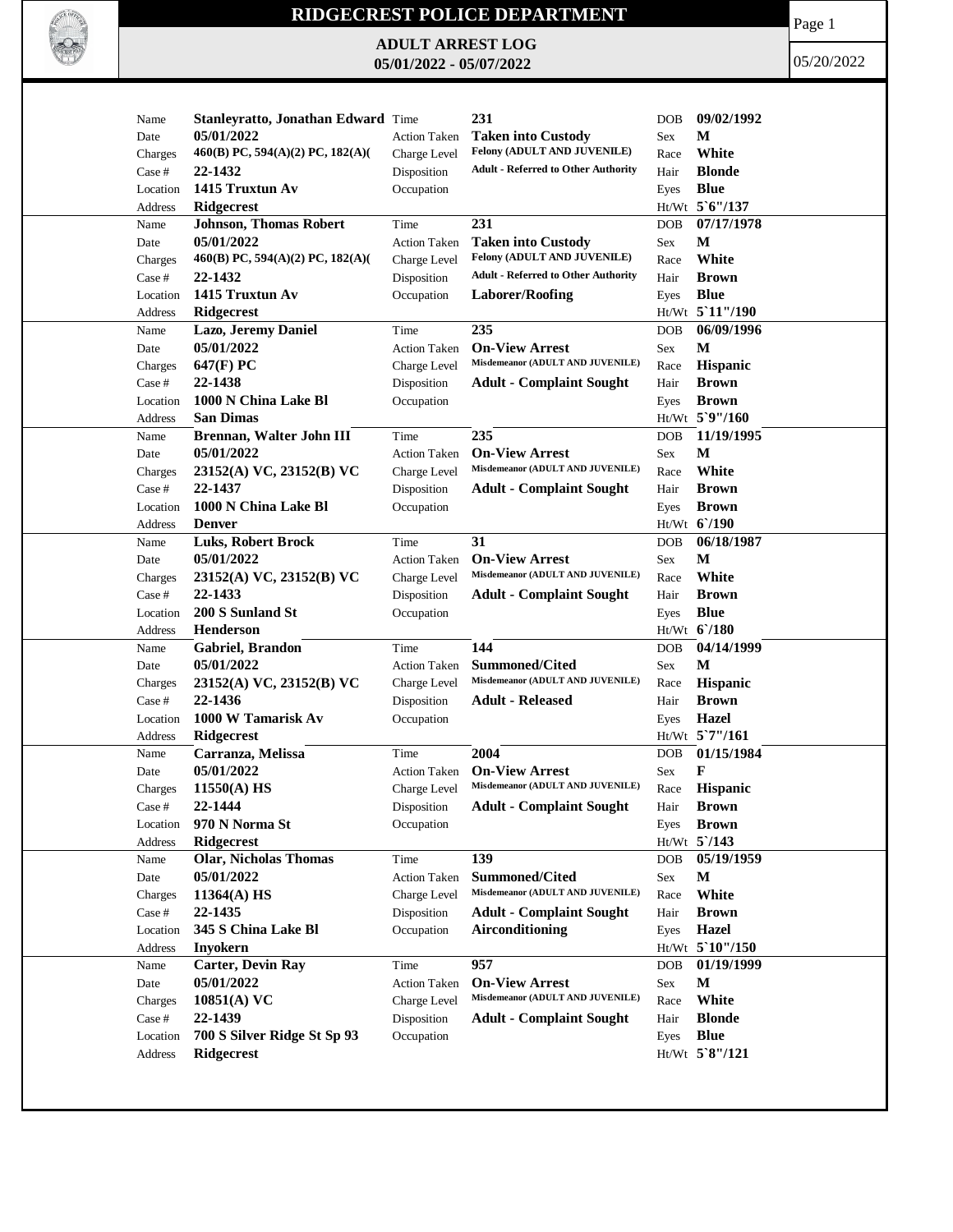# RIDGECREST POLICE DEPARTMENT

## ADULT ARREST LOG
## 05/01/2022 - 05/07/2022

05/20/2022

| Name | Stanleyratto, Jonathan Edward | Time | 231 | DOB | 09/02/1992 |
|---|---|---|---|---|---|
| Date | 05/01/2022 | Action Taken | Taken into Custody | Sex | M |
| Charges | 460(B) PC, 594(A)(2) PC, 182(A)( | Charge Level | Felony (ADULT AND JUVENILE) | Race | White |
| Case # | 22-1432 | Disposition | Adult - Referred to Other Authority | Hair | Blonde |
| Location | 1415 Truxtun Av | Occupation | | Eyes | Blue |
| Address | Ridgecrest | | | Ht/Wt | 5`6"/137 |

| Name | Johnson, Thomas Robert | Time | 231 | DOB | 07/17/1978 |
|---|---|---|---|---|---|
| Date | 05/01/2022 | Action Taken | Taken into Custody | Sex | M |
| Charges | 460(B) PC, 594(A)(2) PC, 182(A)( | Charge Level | Felony (ADULT AND JUVENILE) | Race | White |
| Case # | 22-1432 | Disposition | Adult - Referred to Other Authority | Hair | Brown |
| Location | 1415 Truxtun Av | Occupation | Laborer/Roofing | Eyes | Blue |
| Address | Ridgecrest | | | Ht/Wt | 5`11"/190 |

| Name | Lazo, Jeremy Daniel | Time | 235 | DOB | 06/09/1996 |
|---|---|---|---|---|---|
| Date | 05/01/2022 | Action Taken | On-View Arrest | Sex | M |
| Charges | 647(F) PC | Charge Level | Misdemeanor (ADULT AND JUVENILE) | Race | Hispanic |
| Case # | 22-1438 | Disposition | Adult - Complaint Sought | Hair | Brown |
| Location | 1000 N China Lake Bl | Occupation | | Eyes | Brown |
| Address | San Dimas | | | Ht/Wt | 5`9"/160 |

| Name | Brennan, Walter John III | Time | 235 | DOB | 11/19/1995 |
|---|---|---|---|---|---|
| Date | 05/01/2022 | Action Taken | On-View Arrest | Sex | M |
| Charges | 23152(A) VC, 23152(B) VC | Charge Level | Misdemeanor (ADULT AND JUVENILE) | Race | White |
| Case # | 22-1437 | Disposition | Adult - Complaint Sought | Hair | Brown |
| Location | 1000 N China Lake Bl | Occupation | | Eyes | Brown |
| Address | Denver | | | Ht/Wt | 6`/190 |

| Name | Luks, Robert Brock | Time | 31 | DOB | 06/18/1987 |
|---|---|---|---|---|---|
| Date | 05/01/2022 | Action Taken | On-View Arrest | Sex | M |
| Charges | 23152(A) VC, 23152(B) VC | Charge Level | Misdemeanor (ADULT AND JUVENILE) | Race | White |
| Case # | 22-1433 | Disposition | Adult - Complaint Sought | Hair | Brown |
| Location | 200 S Sunland St | Occupation | | Eyes | Blue |
| Address | Henderson | | | Ht/Wt | 6`/180 |

| Name | Gabriel, Brandon | Time | 144 | DOB | 04/14/1999 |
|---|---|---|---|---|---|
| Date | 05/01/2022 | Action Taken | Summoned/Cited | Sex | M |
| Charges | 23152(A) VC, 23152(B) VC | Charge Level | Misdemeanor (ADULT AND JUVENILE) | Race | Hispanic |
| Case # | 22-1436 | Disposition | Adult - Released | Hair | Brown |
| Location | 1000 W Tamarisk Av | Occupation | | Eyes | Hazel |
| Address | Ridgecrest | | | Ht/Wt | 5`7"/161 |

| Name | Carranza, Melissa | Time | 2004 | DOB | 01/15/1984 |
|---|---|---|---|---|---|
| Date | 05/01/2022 | Action Taken | On-View Arrest | Sex | F |
| Charges | 11550(A) HS | Charge Level | Misdemeanor (ADULT AND JUVENILE) | Race | Hispanic |
| Case # | 22-1444 | Disposition | Adult - Complaint Sought | Hair | Brown |
| Location | 970 N Norma St | Occupation | | Eyes | Brown |
| Address | Ridgecrest | | | Ht/Wt | 5`/143 |

| Name | Olar, Nicholas Thomas | Time | 139 | DOB | 05/19/1959 |
|---|---|---|---|---|---|
| Date | 05/01/2022 | Action Taken | Summoned/Cited | Sex | M |
| Charges | 11364(A) HS | Charge Level | Misdemeanor (ADULT AND JUVENILE) | Race | White |
| Case # | 22-1435 | Disposition | Adult - Complaint Sought | Hair | Brown |
| Location | 345 S China Lake Bl | Occupation | Airconditioning | Eyes | Hazel |
| Address | Inyokern | | | Ht/Wt | 5`10"/150 |

| Name | Carter, Devin Ray | Time | 957 | DOB | 01/19/1999 |
|---|---|---|---|---|---|
| Date | 05/01/2022 | Action Taken | On-View Arrest | Sex | M |
| Charges | 10851(A) VC | Charge Level | Misdemeanor (ADULT AND JUVENILE) | Race | White |
| Case # | 22-1439 | Disposition | Adult - Complaint Sought | Hair | Blonde |
| Location | 700 S Silver Ridge St Sp 93 | Occupation | | Eyes | Blue |
| Address | Ridgecrest | | | Ht/Wt | 5`8"/121 |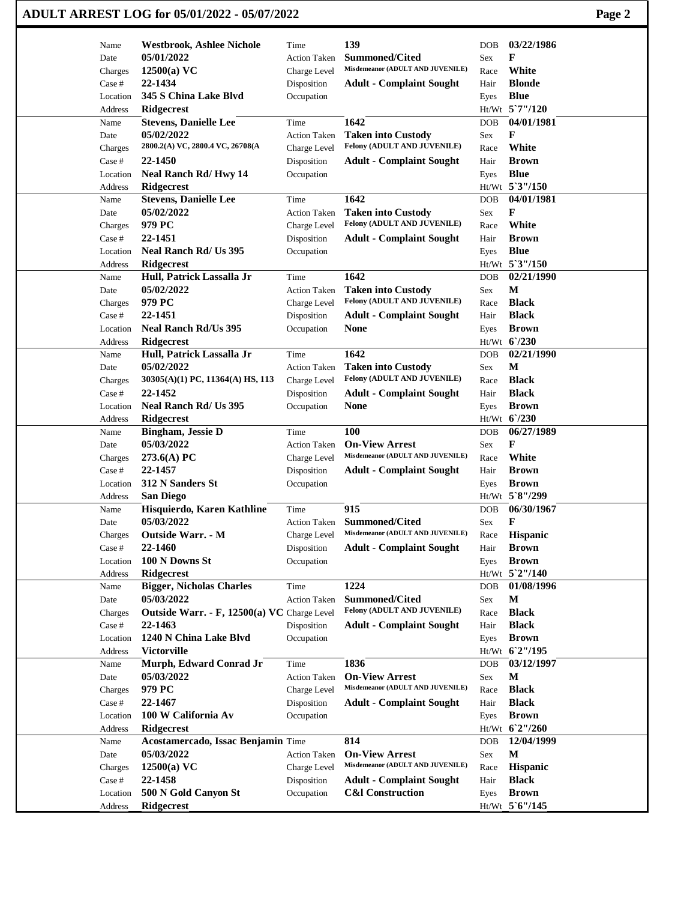# ADULT ARREST LOG for 05/01/2022 - 05/07/2022

| Name | Westbrook, Ashlee Nichole | Time | 139 | DOB | 03/22/1986 |
|---|---|---|---|---|---|
| Date | 05/01/2022 | Action Taken | Summoned/Cited | Sex | F |
| Charges | 12500(a) VC | Charge Level | Misdemeanor (ADULT AND JUVENILE) | Race | White |
| Case # | 22-1434 | Disposition | Adult - Complaint Sought | Hair | Blonde |
| Location | 345 S China Lake Blvd | Occupation | | Eyes | Blue |
| Address | Ridgecrest | | | Ht/Wt | 5`7"/120 |
| Name | Stevens, Danielle Lee | Time | 1642 | DOB | 04/01/1981 |
| Date | 05/02/2022 | Action Taken | Taken into Custody | Sex | F |
| Charges | 2800.2(A) VC, 2800.4 VC, 26708(A | Charge Level | Felony (ADULT AND JUVENILE) | Race | White |
| Case # | 22-1450 | Disposition | Adult - Complaint Sought | Hair | Brown |
| Location | Neal Ranch Rd/ Hwy 14 | Occupation | | Eyes | Blue |
| Address | Ridgecrest | | | Ht/Wt | 5`3"/150 |
| Name | Stevens, Danielle Lee | Time | 1642 | DOB | 04/01/1981 |
| Date | 05/02/2022 | Action Taken | Taken into Custody | Sex | F |
| Charges | 979 PC | Charge Level | Felony (ADULT AND JUVENILE) | Race | White |
| Case # | 22-1451 | Disposition | Adult - Complaint Sought | Hair | Brown |
| Location | Neal Ranch Rd/ Us 395 | Occupation | | Eyes | Blue |
| Address | Ridgecrest | | | Ht/Wt | 5`3"/150 |
| Name | Hull, Patrick Lassalla Jr | Time | 1642 | DOB | 02/21/1990 |
| Date | 05/02/2022 | Action Taken | Taken into Custody | Sex | M |
| Charges | 979 PC | Charge Level | Felony (ADULT AND JUVENILE) | Race | Black |
| Case # | 22-1451 | Disposition | Adult - Complaint Sought | Hair | Black |
| Location | Neal Ranch Rd/Us 395 | Occupation | None | Eyes | Brown |
| Address | Ridgecrest | | | Ht/Wt | 6`/230 |
| Name | Hull, Patrick Lassalla Jr | Time | 1642 | DOB | 02/21/1990 |
| Date | 05/02/2022 | Action Taken | Taken into Custody | Sex | M |
| Charges | 30305(A)(1) PC, 11364(A) HS, 113 | Charge Level | Felony (ADULT AND JUVENILE) | Race | Black |
| Case # | 22-1452 | Disposition | Adult - Complaint Sought | Hair | Black |
| Location | Neal Ranch Rd/ Us 395 | Occupation | None | Eyes | Brown |
| Address | Ridgecrest | | | Ht/Wt | 6`/230 |
| Name | Bingham, Jessie D | Time | 100 | DOB | 06/27/1989 |
| Date | 05/03/2022 | Action Taken | On-View Arrest | Sex | F |
| Charges | 273.6(A) PC | Charge Level | Misdemeanor (ADULT AND JUVENILE) | Race | White |
| Case # | 22-1457 | Disposition | Adult - Complaint Sought | Hair | Brown |
| Location | 312 N Sanders St | Occupation | | Eyes | Brown |
| Address | San Diego | | | Ht/Wt | 5`8"/299 |
| Name | Hisquierdo, Karen Kathline | Time | 915 | DOB | 06/30/1967 |
| Date | 05/03/2022 | Action Taken | Summoned/Cited | Sex | F |
| Charges | Outside Warr. - M | Charge Level | Misdemeanor (ADULT AND JUVENILE) | Race | Hispanic |
| Case # | 22-1460 | Disposition | Adult - Complaint Sought | Hair | Brown |
| Location | 100 N Downs St | Occupation | | Eyes | Brown |
| Address | Ridgecrest | | | Ht/Wt | 5`2"/140 |
| Name | Bigger, Nicholas Charles | Time | 1224 | DOB | 01/08/1996 |
| Date | 05/03/2022 | Action Taken | Summoned/Cited | Sex | M |
| Charges | Outside Warr. - F, 12500(a) VC | Charge Level | Felony (ADULT AND JUVENILE) | Race | Black |
| Case # | 22-1463 | Disposition | Adult - Complaint Sought | Hair | Black |
| Location | 1240 N China Lake Blvd | Occupation | | Eyes | Brown |
| Address | Victorville | | | Ht/Wt | 6`2"/195 |
| Name | Murph, Edward Conrad Jr | Time | 1836 | DOB | 03/12/1997 |
| Date | 05/03/2022 | Action Taken | On-View Arrest | Sex | M |
| Charges | 979 PC | Charge Level | Misdemeanor (ADULT AND JUVENILE) | Race | Black |
| Case # | 22-1467 | Disposition | Adult - Complaint Sought | Hair | Black |
| Location | 100 W California Av | Occupation | | Eyes | Brown |
| Address | Ridgecrest | | | Ht/Wt | 6`2"/260 |
| Name | Acostamercado, Issac Benjamin | Time | 814 | DOB | 12/04/1999 |
| Date | 05/03/2022 | Action Taken | On-View Arrest | Sex | M |
| Charges | 12500(a) VC | Charge Level | Misdemeanor (ADULT AND JUVENILE) | Race | Hispanic |
| Case # | 22-1458 | Disposition | Adult - Complaint Sought | Hair | Black |
| Location | 500 N Gold Canyon St | Occupation | C&I Construction | Eyes | Brown |
| Address | Ridgecrest | | | Ht/Wt | 5`6"/145 |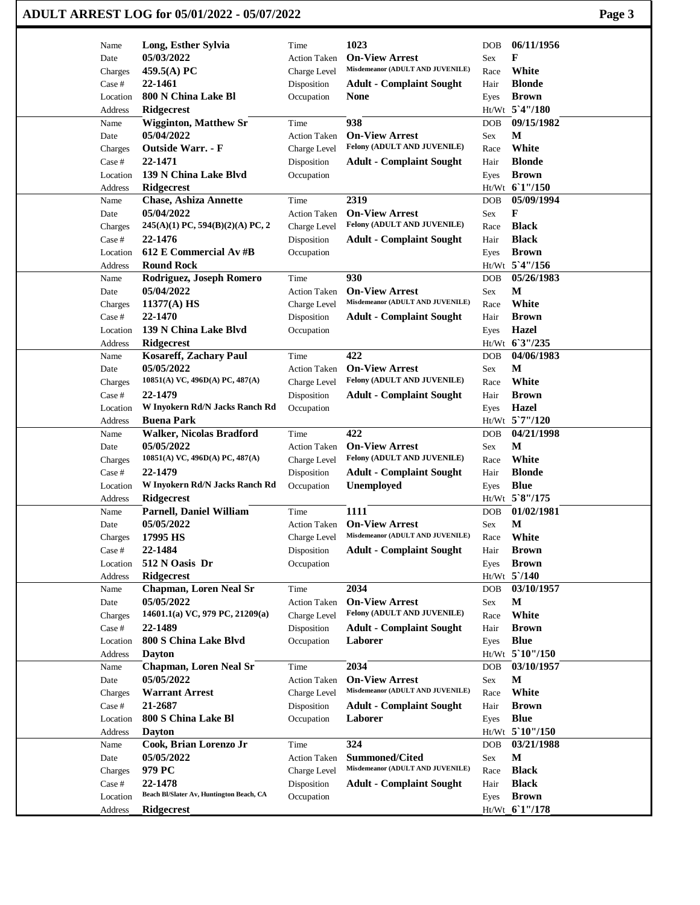# ADULT ARREST LOG for 05/01/2022 - 05/07/2022

| | | | | | |
|---|---|---|---|---|---|
| Name | Long, Esther Sylvia | Time | 1023 | DOB | 06/11/1956 |
| Date | 05/03/2022 | Action Taken | On-View Arrest | Sex | F |
| Charges | 459.5(A) PC | Charge Level | Misdemeanor (ADULT AND JUVENILE) | Race | White |
| Case # | 22-1461 | Disposition | Adult - Complaint Sought | Hair | Blonde |
| Location | 800 N China Lake Bl | Occupation | None | Eyes | Brown |
| Address | Ridgecrest | | | Ht/Wt | 5`4"/180 |
| Name | Wigginton, Matthew Sr | Time | 938 | DOB | 09/15/1982 |
| Date | 05/04/2022 | Action Taken | On-View Arrest | Sex | M |
| Charges | Outside Warr. - F | Charge Level | Felony (ADULT AND JUVENILE) | Race | White |
| Case # | 22-1471 | Disposition | Adult - Complaint Sought | Hair | Blonde |
| Location | 139 N China Lake Blvd | Occupation | | Eyes | Brown |
| Address | Ridgecrest | | | Ht/Wt | 6`1"/150 |
| Name | Chase, Ashiza Annette | Time | 2319 | DOB | 05/09/1994 |
| Date | 05/04/2022 | Action Taken | On-View Arrest | Sex | F |
| Charges | 245(A)(1) PC, 594(B)(2)(A) PC, 2 | Charge Level | Felony (ADULT AND JUVENILE) | Race | Black |
| Case # | 22-1476 | Disposition | Adult - Complaint Sought | Hair | Black |
| Location | 612 E Commercial Av #B | Occupation | | Eyes | Brown |
| Address | Round Rock | | | Ht/Wt | 5`4"/156 |
| Name | Rodriguez, Joseph Romero | Time | 930 | DOB | 05/26/1983 |
| Date | 05/04/2022 | Action Taken | On-View Arrest | Sex | M |
| Charges | 11377(A) HS | Charge Level | Misdemeanor (ADULT AND JUVENILE) | Race | White |
| Case # | 22-1470 | Disposition | Adult - Complaint Sought | Hair | Brown |
| Location | 139 N China Lake Blvd | Occupation | | Eyes | Hazel |
| Address | Ridgecrest | | | Ht/Wt | 6`3"/235 |
| Name | Kosareff, Zachary Paul | Time | 422 | DOB | 04/06/1983 |
| Date | 05/05/2022 | Action Taken | On-View Arrest | Sex | M |
| Charges | 10851(A) VC, 496D(A) PC, 487(A) | Charge Level | Felony (ADULT AND JUVENILE) | Race | White |
| Case # | 22-1479 | Disposition | Adult - Complaint Sought | Hair | Brown |
| Location | W Inyokern Rd/N Jacks Ranch Rd | Occupation | | Eyes | Hazel |
| Address | Buena Park | | | Ht/Wt | 5`7"/120 |
| Name | Walker, Nicolas Bradford | Time | 422 | DOB | 04/21/1998 |
| Date | 05/05/2022 | Action Taken | On-View Arrest | Sex | M |
| Charges | 10851(A) VC, 496D(A) PC, 487(A) | Charge Level | Felony (ADULT AND JUVENILE) | Race | White |
| Case # | 22-1479 | Disposition | Adult - Complaint Sought | Hair | Blonde |
| Location | W Inyokern Rd/N Jacks Ranch Rd | Occupation | Unemployed | Eyes | Blue |
| Address | Ridgecrest | | | Ht/Wt | 5`8"/175 |
| Name | Parnell, Daniel William | Time | 1111 | DOB | 01/02/1981 |
| Date | 05/05/2022 | Action Taken | On-View Arrest | Sex | M |
| Charges | 17995 HS | Charge Level | Misdemeanor (ADULT AND JUVENILE) | Race | White |
| Case # | 22-1484 | Disposition | Adult - Complaint Sought | Hair | Brown |
| Location | 512 N Oasis Dr | Occupation | | Eyes | Brown |
| Address | Ridgecrest | | | Ht/Wt | 5`/140 |
| Name | Chapman, Loren Neal Sr | Time | 2034 | DOB | 03/10/1957 |
| Date | 05/05/2022 | Action Taken | On-View Arrest | Sex | M |
| Charges | 14601.1(a) VC, 979 PC, 21209(a) | Charge Level | Felony (ADULT AND JUVENILE) | Race | White |
| Case # | 22-1489 | Disposition | Adult - Complaint Sought | Hair | Brown |
| Location | 800 S China Lake Blvd | Occupation | Laborer | Eyes | Blue |
| Address | Dayton | | | Ht/Wt | 5`10"/150 |
| Name | Chapman, Loren Neal Sr | Time | 2034 | DOB | 03/10/1957 |
| Date | 05/05/2022 | Action Taken | On-View Arrest | Sex | M |
| Charges | Warrant Arrest | Charge Level | Misdemeanor (ADULT AND JUVENILE) | Race | White |
| Case # | 21-2687 | Disposition | Adult - Complaint Sought | Hair | Brown |
| Location | 800 S China Lake Bl | Occupation | Laborer | Eyes | Blue |
| Address | Dayton | | | Ht/Wt | 5`10"/150 |
| Name | Cook, Brian Lorenzo Jr | Time | 324 | DOB | 03/21/1988 |
| Date | 05/05/2022 | Action Taken | Summoned/Cited | Sex | M |
| Charges | 979 PC | Charge Level | Misdemeanor (ADULT AND JUVENILE) | Race | Black |
| Case # | 22-1478 | Disposition | Adult - Complaint Sought | Hair | Black |
| Location | Beach Bl/Slater Av, Huntington Beach, CA | Occupation | | Eyes | Brown |
| Address | Ridgecrest | | | Ht/Wt | 6`1"/178 |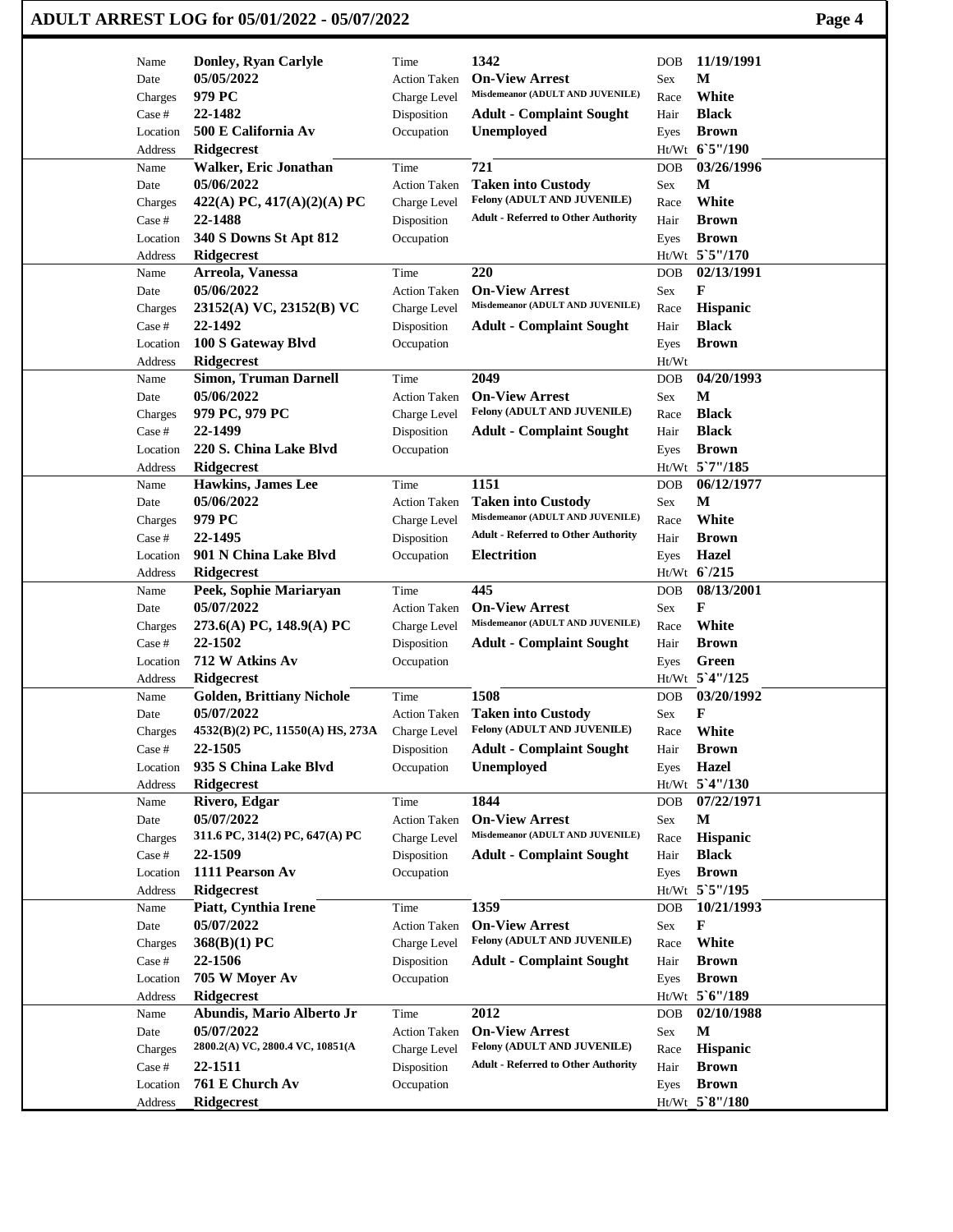# ADULT ARREST LOG for 05/01/2022 - 05/07/2022

| Name | Date | Charges | Case # | Location | Address | Time | Action Taken | Charge Level | Disposition | Occupation | DOB | Sex | Race | Hair | Eyes | Ht/Wt |
|---|---|---|---|---|---|---|---|---|---|---|---|---|---|---|---|---|
| Donley, Ryan Carlyle | 05/05/2022 | 979 PC | 22-1482 | 500 E California Av | Ridgecrest | 1342 | On-View Arrest | Misdemeanor (ADULT AND JUVENILE) | Adult - Complaint Sought | Unemployed | 11/19/1991 | M | White | Black | Brown | 6`5"/190 |
| Walker, Eric Jonathan | 05/06/2022 | 422(A) PC, 417(A)(2)(A) PC | 22-1488 | 340 S Downs St Apt 812 | Ridgecrest | 721 | Taken into Custody | Felony (ADULT AND JUVENILE) | Adult - Referred to Other Authority | | 03/26/1996 | M | White | Brown | Brown | 5`5"/170 |
| Arreola, Vanessa | 05/06/2022 | 23152(A) VC, 23152(B) VC | 22-1492 | 100 S Gateway Blvd | Ridgecrest | 220 | On-View Arrest | Misdemeanor (ADULT AND JUVENILE) | Adult - Complaint Sought | | 02/13/1991 | F | Hispanic | Black | Brown | |
| Simon, Truman Darnell | 05/06/2022 | 979 PC, 979 PC | 22-1499 | 220 S. China Lake Blvd | Ridgecrest | 2049 | On-View Arrest | Felony (ADULT AND JUVENILE) | Adult - Complaint Sought | | 04/20/1993 | M | Black | Black | Brown | 5`7"/185 |
| Hawkins, James Lee | 05/06/2022 | 979 PC | 22-1495 | 901 N China Lake Blvd | Ridgecrest | 1151 | Taken into Custody | Misdemeanor (ADULT AND JUVENILE) | Adult - Referred to Other Authority | Electrition | 06/12/1977 | M | White | Brown | Hazel | 6`/215 |
| Peek, Sophie Mariaryan | 05/07/2022 | 273.6(A) PC, 148.9(A) PC | 22-1502 | 712 W Atkins Av | Ridgecrest | 445 | On-View Arrest | Misdemeanor (ADULT AND JUVENILE) | Adult - Complaint Sought | | 08/13/2001 | F | White | Brown | Green | 5`4"/125 |
| Golden, Brittiany Nichole | 05/07/2022 | 4532(B)(2) PC, 11550(A) HS, 273A | 22-1505 | 935 S China Lake Blvd | Ridgecrest | 1508 | Taken into Custody | Felony (ADULT AND JUVENILE) | Adult - Complaint Sought | Unemployed | 03/20/1992 | F | White | Brown | Hazel | 5`4"/130 |
| Rivero, Edgar | 05/07/2022 | 311.6 PC, 314(2) PC, 647(A) PC | 22-1509 | 1111 Pearson Av | Ridgecrest | 1844 | On-View Arrest | Misdemeanor (ADULT AND JUVENILE) | Adult - Complaint Sought | | 07/22/1971 | M | Hispanic | Black | Brown | 5`5"/195 |
| Piatt, Cynthia Irene | 05/07/2022 | 368(B)(1) PC | 22-1506 | 705 W Moyer Av | Ridgecrest | 1359 | On-View Arrest | Felony (ADULT AND JUVENILE) | Adult - Complaint Sought | | 10/21/1993 | F | White | Brown | Brown | 5`6"/189 |
| Abundis, Mario Alberto Jr | 05/07/2022 | 2800.2(A) VC, 2800.4 VC, 10851(A | 22-1511 | 761 E Church Av | Ridgecrest | 2012 | On-View Arrest | Felony (ADULT AND JUVENILE) | Adult - Referred to Other Authority | | 02/10/1988 | M | Hispanic | Brown | Brown | 5`8"/180 |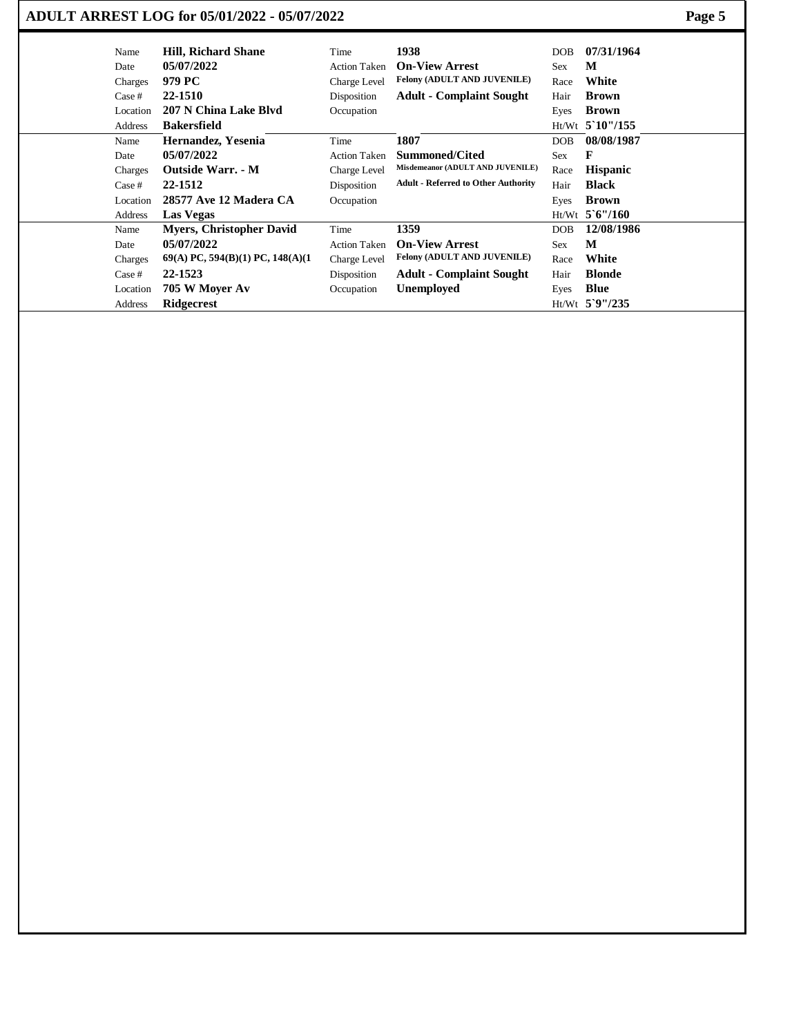# ADULT ARREST LOG for 05/01/2022 - 05/07/2022

| | | | | | |
|---|---|---|---|---|---|
| Name | **Hill, Richard Shane** | Time | **1938** | DOB | **07/31/1964** |
| Date | **05/07/2022** | Action Taken | **On-View Arrest** | Sex | **M** |
| Charges | **979 PC** | Charge Level | **Felony (ADULT AND JUVENILE)** | Race | **White** |
| Case # | **22-1510** | Disposition | **Adult - Complaint Sought** | Hair | **Brown** |
| Location | **207 N China Lake Blvd** | Occupation | | Eyes | **Brown** |
| Address | **Bakersfield** | | | Ht/Wt | **5`10"/155** |
| Name | **Hernandez, Yesenia** | Time | **1807** | DOB | **08/08/1987** |
| Date | **05/07/2022** | Action Taken | **Summoned/Cited** | Sex | **F** |
| Charges | **Outside Warr. - M** | Charge Level | **Misdemeanor (ADULT AND JUVENILE)** | Race | **Hispanic** |
| Case # | **22-1512** | Disposition | **Adult - Referred to Other Authority** | Hair | **Black** |
| Location | **28577 Ave 12 Madera CA** | Occupation | | Eyes | **Brown** |
| Address | **Las Vegas** | | | Ht/Wt | **5`6"/160** |
| Name | **Myers, Christopher David** | Time | **1359** | DOB | **12/08/1986** |
| Date | **05/07/2022** | Action Taken | **On-View Arrest** | Sex | **M** |
| Charges | **69(A) PC, 594(B)(1) PC, 148(A)(1** | Charge Level | **Felony (ADULT AND JUVENILE)** | Race | **White** |
| Case # | **22-1523** | Disposition | **Adult - Complaint Sought** | Hair | **Blonde** |
| Location | **705 W Moyer Av** | Occupation | **Unemployed** | Eyes | **Blue** |
| Address | **Ridgecrest** | | | Ht/Wt | **5`9"/235** |